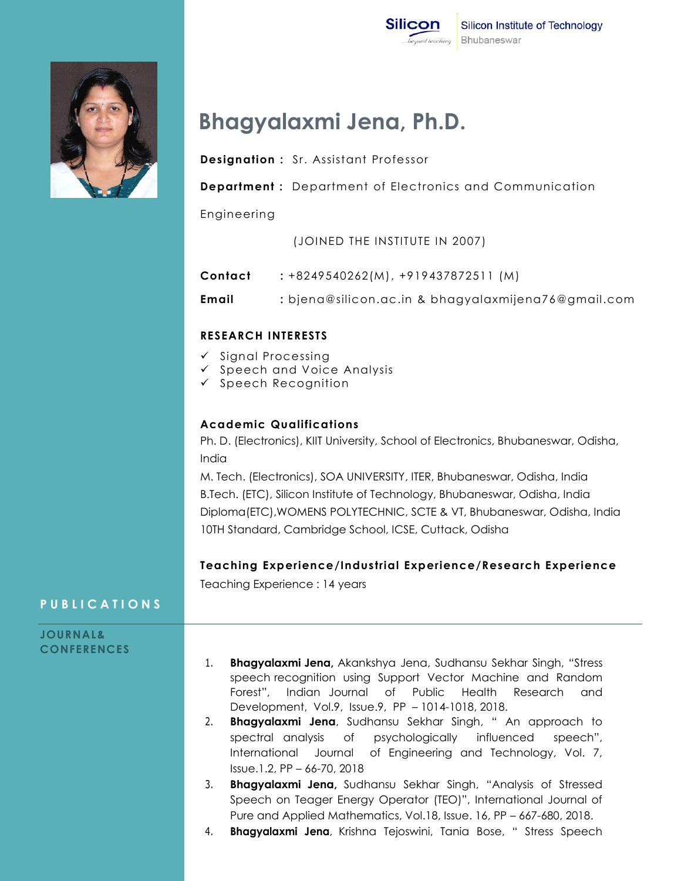Silicon Institute of Technology
Bhubaneswar

# Bhagyalaxmi Jena, Ph.D.

**Designation :** Sr. Assistant Professor

**Department :** Department of Electronics and Communication Engineering

(JOINED THE INSTITUTE IN 2007)

**Contact** : +8249540262(M), +919437872511 (M)

**Email** : bjena@silicon.ac.in & bhagyalaxmijena76@gmail.com

## RESEARCH INTERESTS

- ✓ Signal Processing
- ✓ Speech and Voice Analysis
- ✓ Speech Recognition

## Academic Qualifications

Ph. D. (Electronics), KIIT University, School of Electronics, Bhubaneswar, Odisha, India

M. Tech. (Electronics), SOA UNIVERSITY, ITER, Bhubaneswar, Odisha, India

B.Tech. (ETC), Silicon Institute of Technology, Bhubaneswar, Odisha, India

Diploma(ETC),WOMENS POLYTECHNIC, SCTE & VT, Bhubaneswar, Odisha, India

10TH Standard, Cambridge School, ICSE, Cuttack, Odisha

## Teaching Experience/Industrial Experience/Research Experience

Teaching Experience : 14 years

## PUBLICATIONS

### JOURNAL& CONFERENCES

1. **Bhagyalaxmi Jena,** Akankshya Jena, Sudhansu Sekhar Singh, "Stress speech recognition using Support Vector Machine and Random Forest", Indian Journal of Public Health Research and Development, Vol.9, Issue.9, PP – 1014-1018, 2018.
2. **Bhagyalaxmi Jena**, Sudhansu Sekhar Singh, " An approach to spectral analysis of psychologically influenced speech", International Journal of Engineering and Technology, Vol. 7, Issue.1.2, PP – 66-70, 2018
3. **Bhagyalaxmi Jena,** Sudhansu Sekhar Singh, "Analysis of Stressed Speech on Teager Energy Operator (TEO)", International Journal of Pure and Applied Mathematics, Vol.18, Issue. 16, PP – 667-680, 2018.
4. **Bhagyalaxmi Jena**, Krishna Tejoswini, Tania Bose, " Stress Speech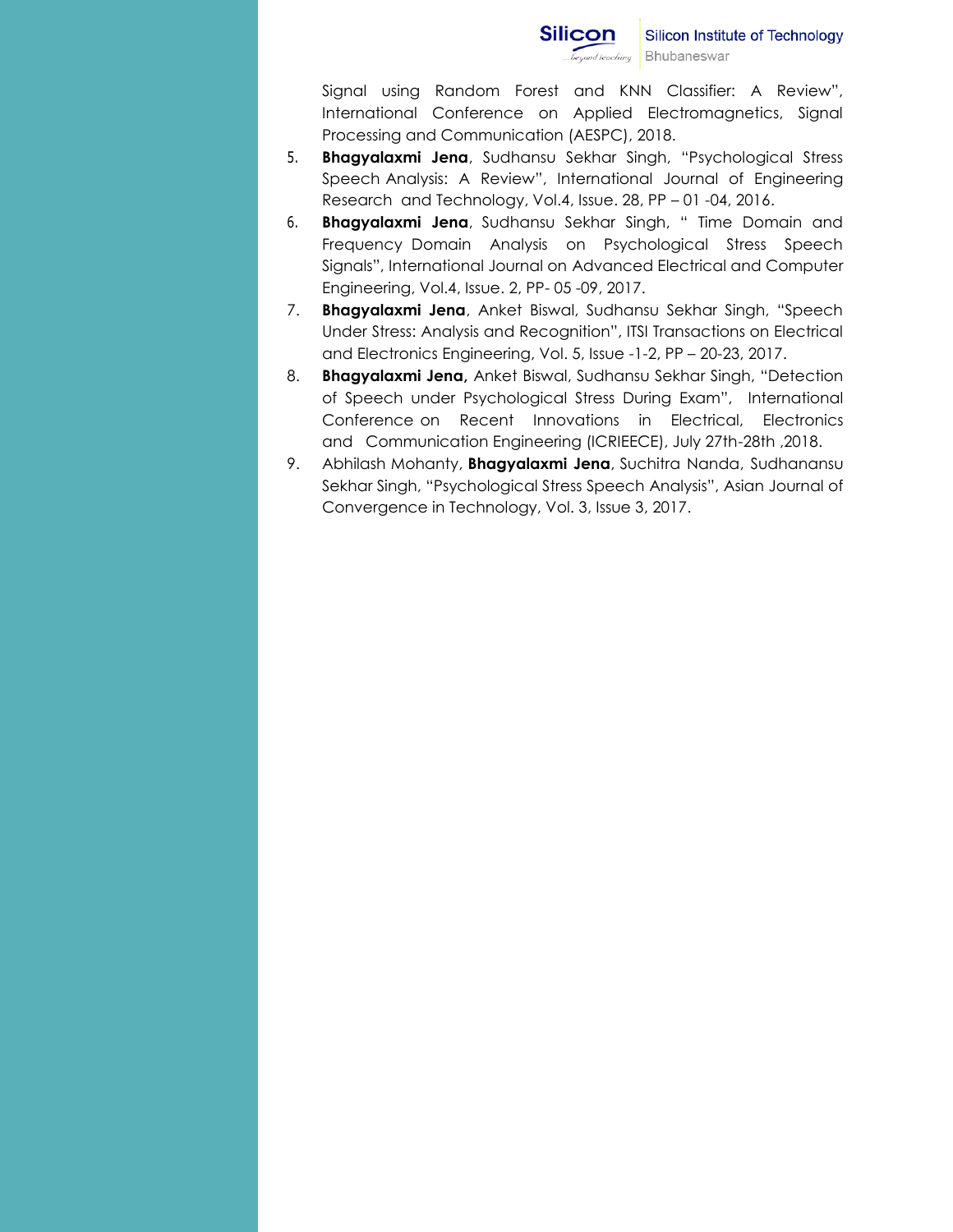Signal using Random Forest and KNN Classifier: A Review", International Conference on Applied Electromagnetics, Signal Processing and Communication (AESPC), 2018.

5. **Bhagyalaxmi Jena**, Sudhansu Sekhar Singh, "Psychological Stress Speech Analysis: A Review", International Journal of Engineering Research and Technology, Vol.4, Issue. 28, PP – 01 -04, 2016.
6. **Bhagyalaxmi Jena**, Sudhansu Sekhar Singh, " Time Domain and Frequency Domain Analysis on Psychological Stress Speech Signals", International Journal on Advanced Electrical and Computer Engineering, Vol.4, Issue. 2, PP- 05 -09, 2017.
7. **Bhagyalaxmi Jena**, Anket Biswal, Sudhansu Sekhar Singh, "Speech Under Stress: Analysis and Recognition", ITSI Transactions on Electrical and Electronics Engineering, Vol. 5, Issue -1-2, PP – 20-23, 2017.
8. **Bhagyalaxmi Jena,** Anket Biswal, Sudhansu Sekhar Singh, "Detection of Speech under Psychological Stress During Exam", International Conference on Recent Innovations in Electrical, Electronics and Communication Engineering (ICRIEECE), July 27th-28th ,2018.
9. Abhilash Mohanty, **Bhagyalaxmi Jena**, Suchitra Nanda, Sudhanansu Sekhar Singh, "Psychological Stress Speech Analysis", Asian Journal of Convergence in Technology, Vol. 3, Issue 3, 2017.